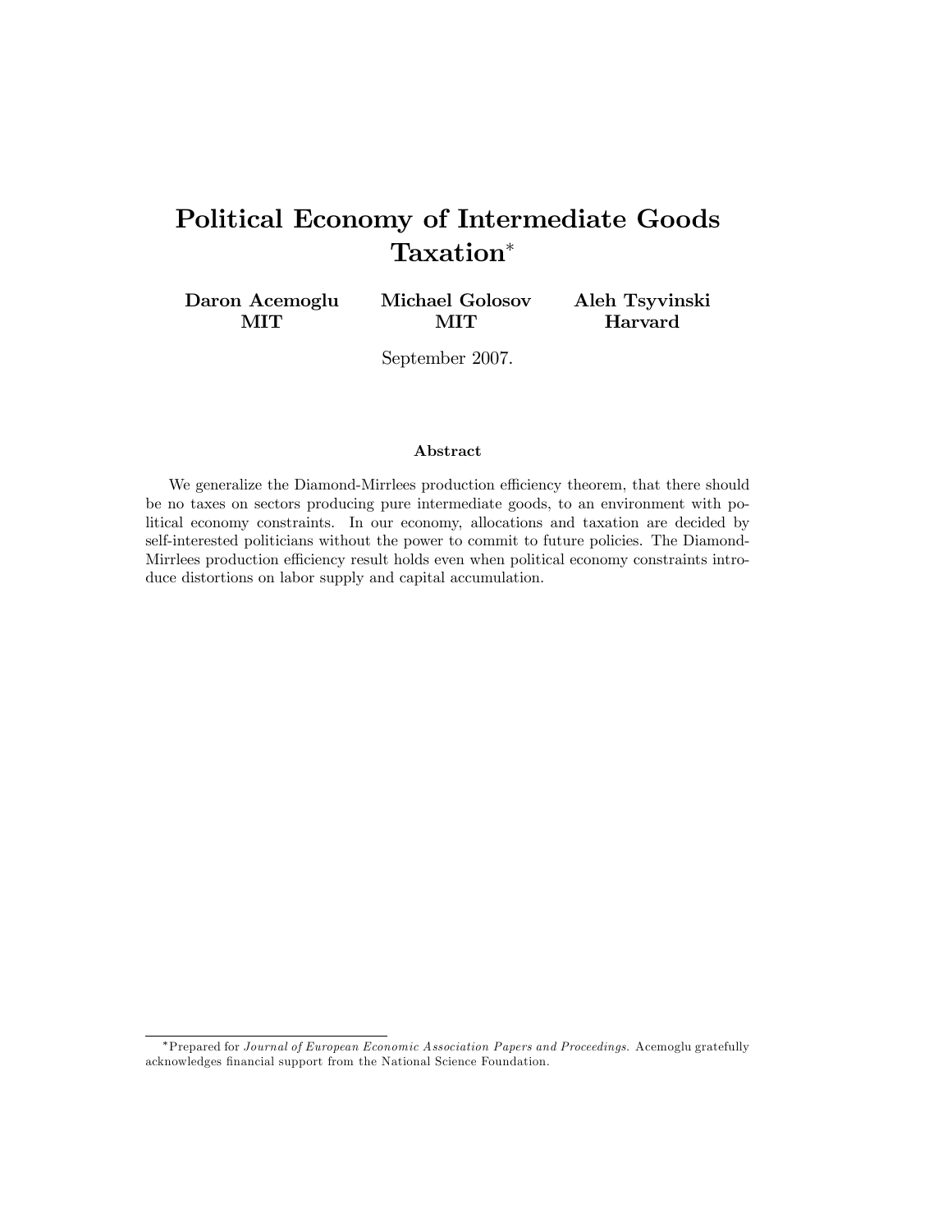# Political Economy of Intermediate Goods Taxation*

**Daron Acemoglu**
**MIT**

**Michael Golosov**
**MIT**

**Aleh Tsyvinski**
**Harvard**

September 2007.

### Abstract

We generalize the Diamond-Mirrlees production efficiency theorem, that there should be no taxes on sectors producing pure intermediate goods, to an environment with political economy constraints. In our economy, allocations and taxation are decided by self-interested politicians without the power to commit to future policies. The Diamond-Mirrlees production efficiency result holds even when political economy constraints introduce distortions on labor supply and capital accumulation.

---

*Prepared for *Journal of European Economic Association Papers and Proceedings*. Acemoglu gratefully acknowledges financial support from the National Science Foundation.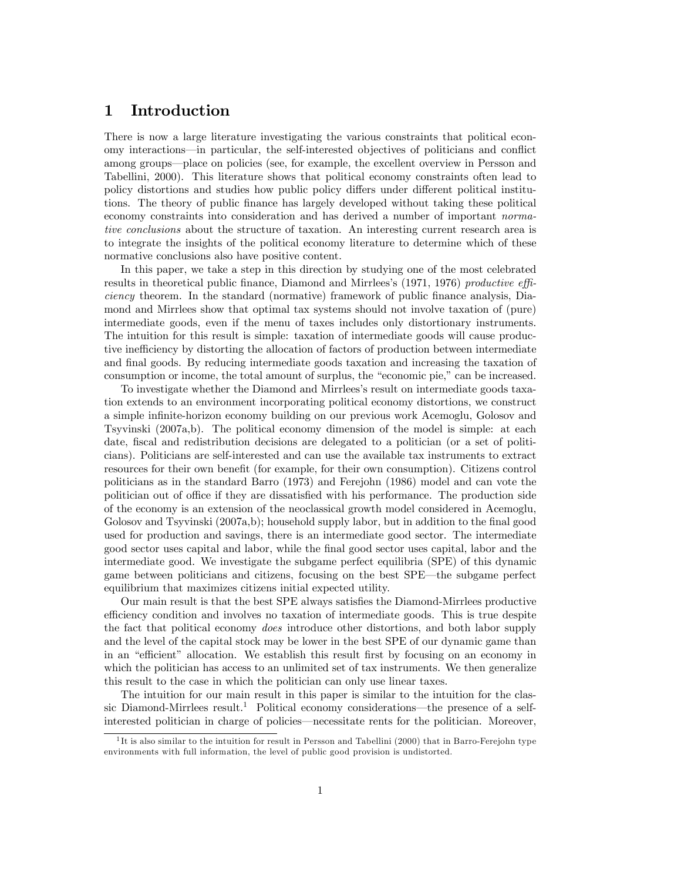# 1 Introduction

There is now a large literature investigating the various constraints that political economy interactions—in particular, the self-interested objectives of politicians and conflict among groups—place on policies (see, for example, the excellent overview in Persson and Tabellini, 2000). This literature shows that political economy constraints often lead to policy distortions and studies how public policy differs under different political institutions. The theory of public finance has largely developed without taking these political economy constraints into consideration and has derived a number of important *normative conclusions* about the structure of taxation. An interesting current research area is to integrate the insights of the political economy literature to determine which of these normative conclusions also have positive content.

In this paper, we take a step in this direction by studying one of the most celebrated results in theoretical public finance, Diamond and Mirrlees's (1971, 1976) *productive efficiency* theorem. In the standard (normative) framework of public finance analysis, Diamond and Mirrlees show that optimal tax systems should not involve taxation of (pure) intermediate goods, even if the menu of taxes includes only distortionary instruments. The intuition for this result is simple: taxation of intermediate goods will cause productive inefficiency by distorting the allocation of factors of production between intermediate and final goods. By reducing intermediate goods taxation and increasing the taxation of consumption or income, the total amount of surplus, the "economic pie," can be increased.

To investigate whether the Diamond and Mirrlees's result on intermediate goods taxation extends to an environment incorporating political economy distortions, we construct a simple infinite-horizon economy building on our previous work Acemoglu, Golosov and Tsyvinski (2007a,b). The political economy dimension of the model is simple: at each date, fiscal and redistribution decisions are delegated to a politician (or a set of politicians). Politicians are self-interested and can use the available tax instruments to extract resources for their own benefit (for example, for their own consumption). Citizens control politicians as in the standard Barro (1973) and Ferejohn (1986) model and can vote the politician out of office if they are dissatisfied with his performance. The production side of the economy is an extension of the neoclassical growth model considered in Acemoglu, Golosov and Tsyvinski (2007a,b); household supply labor, but in addition to the final good used for production and savings, there is an intermediate good sector. The intermediate good sector uses capital and labor, while the final good sector uses capital, labor and the intermediate good. We investigate the subgame perfect equilibria (SPE) of this dynamic game between politicians and citizens, focusing on the best SPE—the subgame perfect equilibrium that maximizes citizens initial expected utility.

Our main result is that the best SPE always satisfies the Diamond-Mirrlees productive efficiency condition and involves no taxation of intermediate goods. This is true despite the fact that political economy *does* introduce other distortions, and both labor supply and the level of the capital stock may be lower in the best SPE of our dynamic game than in an "efficient" allocation. We establish this result first by focusing on an economy in which the politician has access to an unlimited set of tax instruments. We then generalize this result to the case in which the politician can only use linear taxes.

The intuition for our main result in this paper is similar to the intuition for the classic Diamond-Mirrlees result.[1] Political economy considerations—the presence of a self-interested politician in charge of policies—necessitate rents for the politician. Moreover,

[1] It is also similar to the intuition for result in Persson and Tabellini (2000) that in Barro-Ferejohn type environments with full information, the level of public good provision is undistorted.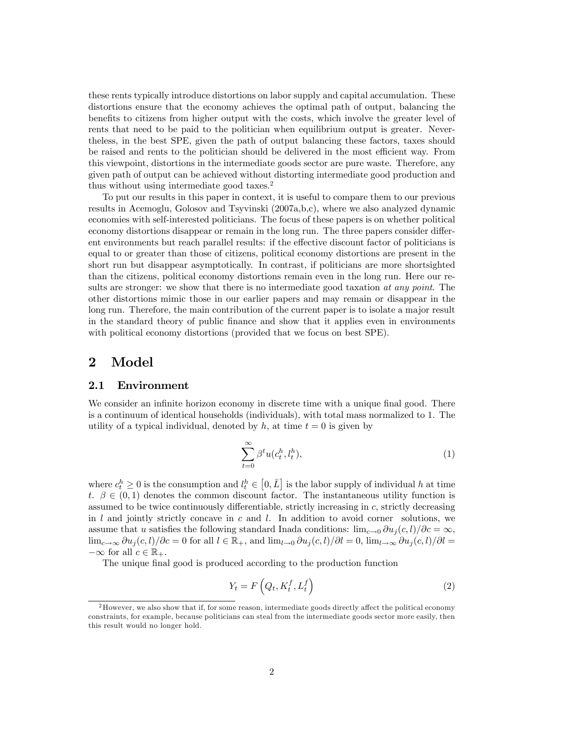these rents typically introduce distortions on labor supply and capital accumulation. These distortions ensure that the economy achieves the optimal path of output, balancing the benefits to citizens from higher output with the costs, which involve the greater level of rents that need to be paid to the politician when equilibrium output is greater. Nevertheless, in the best SPE, given the path of output balancing these factors, taxes should be raised and rents to the politician should be delivered in the most efficient way. From this viewpoint, distortions in the intermediate goods sector are pure waste. Therefore, any given path of output can be achieved without distorting intermediate good production and thus without using intermediate good taxes.[2]

To put our results in this paper in context, it is useful to compare them to our previous results in Acemoglu, Golosov and Tsyvinski (2007a,b,c), where we also analyzed dynamic economies with self-interested politicians. The focus of these papers is on whether political economy distortions disappear or remain in the long run. The three papers consider different environments but reach parallel results: if the effective discount factor of politicians is equal to or greater than those of citizens, political economy distortions are present in the short run but disappear asymptotically. In contrast, if politicians are more shortsighted than the citizens, political economy distortions remain even in the long run. Here our results are stronger: we show that there is no intermediate good taxation *at any point*. The other distortions mimic those in our earlier papers and may remain or disappear in the long run. Therefore, the main contribution of the current paper is to isolate a major result in the standard theory of public finance and show that it applies even in environments with political economy distortions (provided that we focus on best SPE).

# 2 Model

## 2.1 Environment

We consider an infinite horizon economy in discrete time with a unique final good. There is a continuum of identical households (individuals), with total mass normalized to 1. The utility of a typical individual, denoted by $h$, at time $t = 0$ is given by

$$\sum_{t=0}^{\infty} \beta^t u(c_t^h, l_t^h), \tag{1}$$

where $c_t^h \geq 0$ is the consumption and $l_t^h \in [0, \bar{L}]$ is the labor supply of individual $h$ at time $t$. $\beta \in (0,1)$ denotes the common discount factor. The instantaneous utility function is assumed to be twice continuously differentiable, strictly increasing in $c$, strictly decreasing in $l$ and jointly strictly concave in $c$ and $l$. In addition to avoid corner solutions, we assume that $u$ satisfies the following standard Inada conditions: $\lim_{c \to 0} \partial u_j(c,l)/\partial c = \infty$, $\lim_{c \to \infty} \partial u_j(c,l)/\partial c = 0$ for all $l \in \mathbb{R}_+$, and $\lim_{l \to 0} \partial u_j(c,l)/\partial l = 0$, $\lim_{l \to \infty} \partial u_j(c,l)/\partial l = -\infty$ for all $c \in \mathbb{R}_+$.

The unique final good is produced according to the production function

$$Y_t = F\left(Q_t, K_t^f, L_t^f\right) \tag{2}$$

[2] However, we also show that if, for some reason, intermediate goods directly affect the political economy constraints, for example, because politicians can steal from the intermediate goods sector more easily, then this result would no longer hold.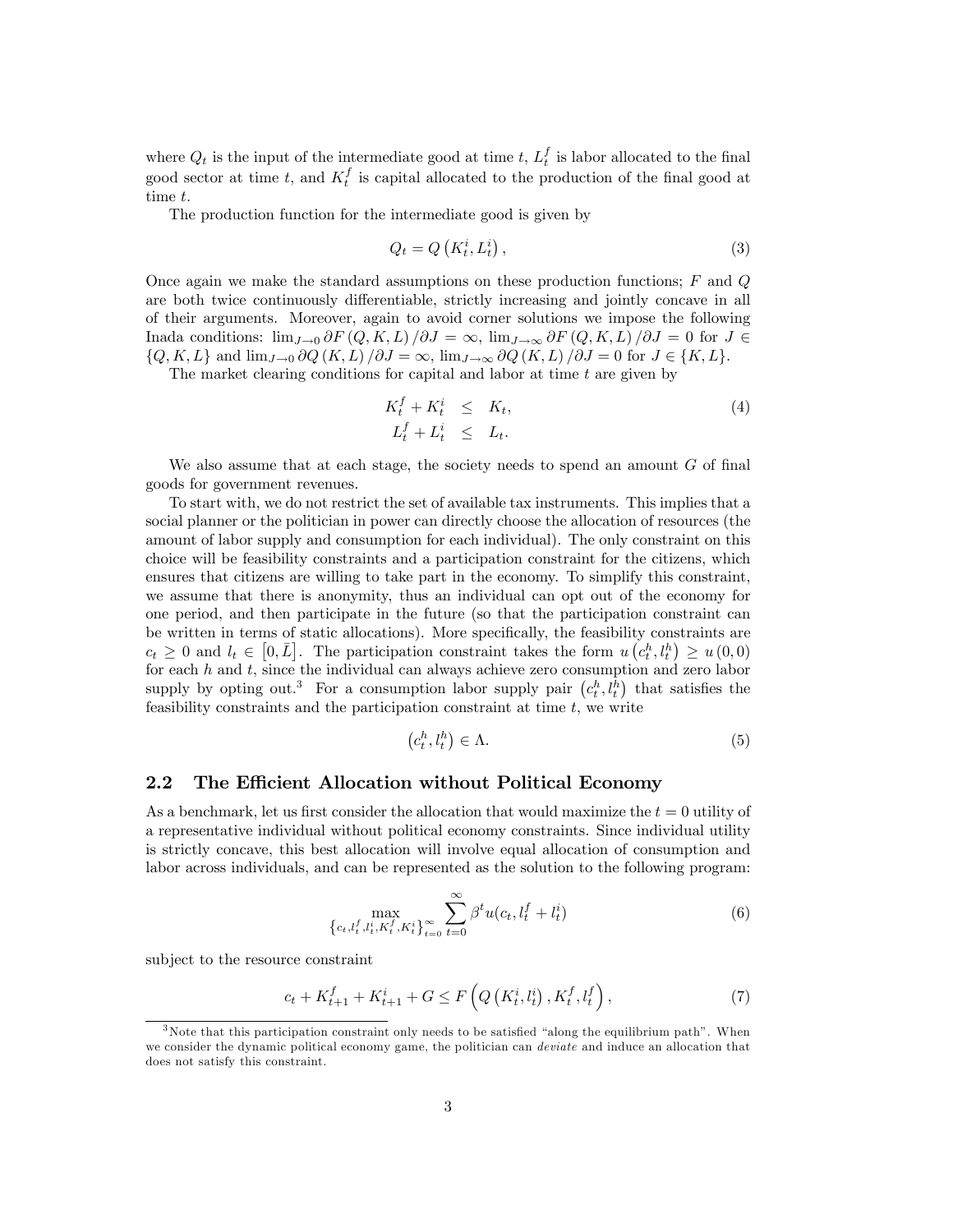where $Q_t$ is the input of the intermediate good at time $t$, $L_t^f$ is labor allocated to the final good sector at time $t$, and $K_t^f$ is capital allocated to the production of the final good at time $t$.

The production function for the intermediate good is given by

$$Q_t = Q\left(K_t^i, L_t^i\right), \tag{3}$$

Once again we make the standard assumptions on these production functions; $F$ and $Q$ are both twice continuously differentiable, strictly increasing and jointly concave in all of their arguments. Moreover, again to avoid corner solutions we impose the following Inada conditions: $\lim_{J\to 0} \partial F(Q,K,L)/\partial J = \infty$, $\lim_{J\to\infty} \partial F(Q,K,L)/\partial J = 0$ for $J \in \{Q,K,L\}$ and $\lim_{J\to 0} \partial Q(K,L)/\partial J = \infty$, $\lim_{J\to\infty} \partial Q(K,L)/\partial J = 0$ for $J \in \{K,L\}$.

The market clearing conditions for capital and labor at time $t$ are given by

$$\begin{aligned} K_t^f + K_t^i &\leq K_t, \\ L_t^f + L_t^i &\leq L_t. \end{aligned} \tag{4}$$

We also assume that at each stage, the society needs to spend an amount $G$ of final goods for government revenues.

To start with, we do not restrict the set of available tax instruments. This implies that a social planner or the politician in power can directly choose the allocation of resources (the amount of labor supply and consumption for each individual). The only constraint on this choice will be feasibility constraints and a participation constraint for the citizens, which ensures that citizens are willing to take part in the economy. To simplify this constraint, we assume that there is anonymity, thus an individual can opt out of the economy for one period, and then participate in the future (so that the participation constraint can be written in terms of static allocations). More specifically, the feasibility constraints are $c_t \geq 0$ and $l_t \in \left[0, \bar{L}\right]$. The participation constraint takes the form $u\left(c_t^h, l_t^h\right) \geq u(0,0)$ for each $h$ and $t$, since the individual can always achieve zero consumption and zero labor supply by opting out.[3] For a consumption labor supply pair $\left(c_t^h, l_t^h\right)$ that satisfies the feasibility constraints and the participation constraint at time $t$, we write

$$\left(c_t^h, l_t^h\right) \in \Lambda. \tag{5}$$

### 2.2 The Efficient Allocation without Political Economy

As a benchmark, let us first consider the allocation that would maximize the $t = 0$ utility of a representative individual without political economy constraints. Since individual utility is strictly concave, this best allocation will involve equal allocation of consumption and labor across individuals, and can be represented as the solution to the following program:

$$\max_{\left\{c_t, l_t^f, l_t^i, K_t^f, K_t^i\right\}_{t=0}^{\infty}} \sum_{t=0}^{\infty} \beta^t u(c_t, l_t^f + l_t^i) \tag{6}$$

subject to the resource constraint

$$c_t + K_{t+1}^f + K_{t+1}^i + G \leq F\left(Q\left(K_t^i, l_t^i\right), K_t^f, l_t^f\right), \tag{7}$$

[3] Note that this participation constraint only needs to be satisfied "along the equilibrium path". When we consider the dynamic political economy game, the politician can *deviate* and induce an allocation that does not satisfy this constraint.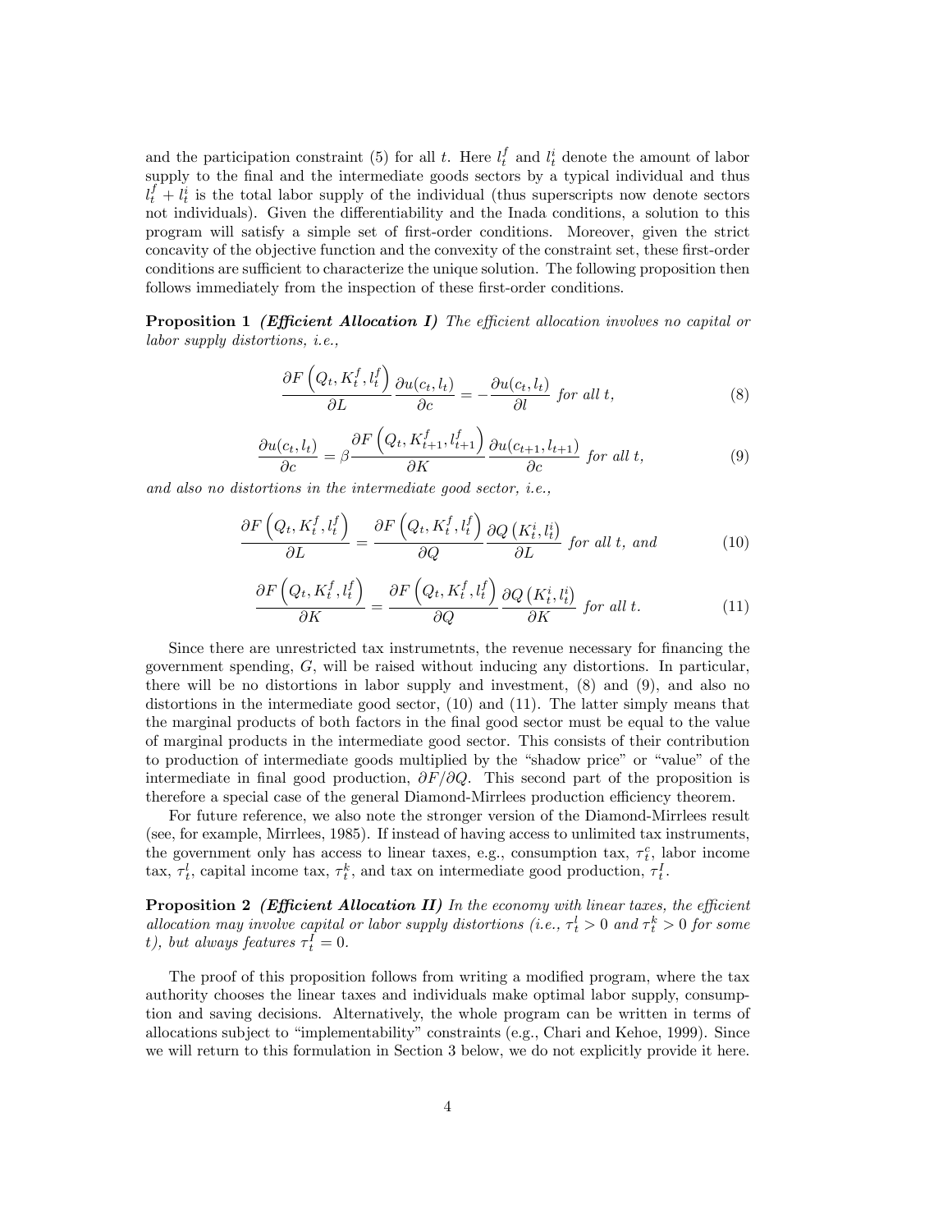and the participation constraint (5) for all $t$. Here $l_t^f$ and $l_t^i$ denote the amount of labor supply to the final and the intermediate goods sectors by a typical individual and thus $l_t^f + l_t^i$ is the total labor supply of the individual (thus superscripts now denote sectors not individuals). Given the differentiability and the Inada conditions, a solution to this program will satisfy a simple set of first-order conditions. Moreover, given the strict concavity of the objective function and the convexity of the constraint set, these first-order conditions are sufficient to characterize the unique solution. The following proposition then follows immediately from the inspection of these first-order conditions.

**Proposition 1** ***(Efficient Allocation I)*** *The efficient allocation involves no capital or labor supply distortions, i.e.,*

$$\frac{\partial F\left(Q_t, K_t^f, l_t^f\right)}{\partial L}\frac{\partial u(c_t, l_t)}{\partial c} = -\frac{\partial u(c_t, l_t)}{\partial l} \text{ for all } t, \tag{8}$$

$$\frac{\partial u(c_t, l_t)}{\partial c} = \beta\frac{\partial F\left(Q_t, K_{t+1}^f, l_{t+1}^f\right)}{\partial K}\frac{\partial u(c_{t+1}, l_{t+1})}{\partial c} \text{ for all } t, \tag{9}$$

*and also no distortions in the intermediate good sector, i.e.,*

$$\frac{\partial F\left(Q_t, K_t^f, l_t^f\right)}{\partial L} = \frac{\partial F\left(Q_t, K_t^f, l_t^f\right)}{\partial Q}\frac{\partial Q\left(K_t^i, l_t^i\right)}{\partial L} \text{ for all } t, \text{ and} \tag{10}$$

$$\frac{\partial F\left(Q_t, K_t^f, l_t^f\right)}{\partial K} = \frac{\partial F\left(Q_t, K_t^f, l_t^f\right)}{\partial Q}\frac{\partial Q\left(K_t^i, l_t^i\right)}{\partial K} \text{ for all } t. \tag{11}$$

Since there are unrestricted tax instrumetnts, the revenue necessary for financing the government spending, $G$, will be raised without inducing any distortions. In particular, there will be no distortions in labor supply and investment, (8) and (9), and also no distortions in the intermediate good sector, (10) and (11). The latter simply means that the marginal products of both factors in the final good sector must be equal to the value of marginal products in the intermediate good sector. This consists of their contribution to production of intermediate goods multiplied by the "shadow price" or "value" of the intermediate in final good production, $\partial F/\partial Q$. This second part of the proposition is therefore a special case of the general Diamond-Mirrlees production efficiency theorem.

For future reference, we also note the stronger version of the Diamond-Mirrlees result (see, for example, Mirrlees, 1985). If instead of having access to unlimited tax instruments, the government only has access to linear taxes, e.g., consumption tax, $\tau_t^c$, labor income tax, $\tau_t^l$, capital income tax, $\tau_t^k$, and tax on intermediate good production, $\tau_t^I$.

**Proposition 2** ***(Efficient Allocation II)*** *In the economy with linear taxes, the efficient allocation may involve capital or labor supply distortions (i.e., $\tau_t^l > 0$ and $\tau_t^k > 0$ for some $t$), but always features $\tau_t^I = 0$.*

The proof of this proposition follows from writing a modified program, where the tax authority chooses the linear taxes and individuals make optimal labor supply, consumption and saving decisions. Alternatively, the whole program can be written in terms of allocations subject to "implementability" constraints (e.g., Chari and Kehoe, 1999). Since we will return to this formulation in Section 3 below, we do not explicitly provide it here.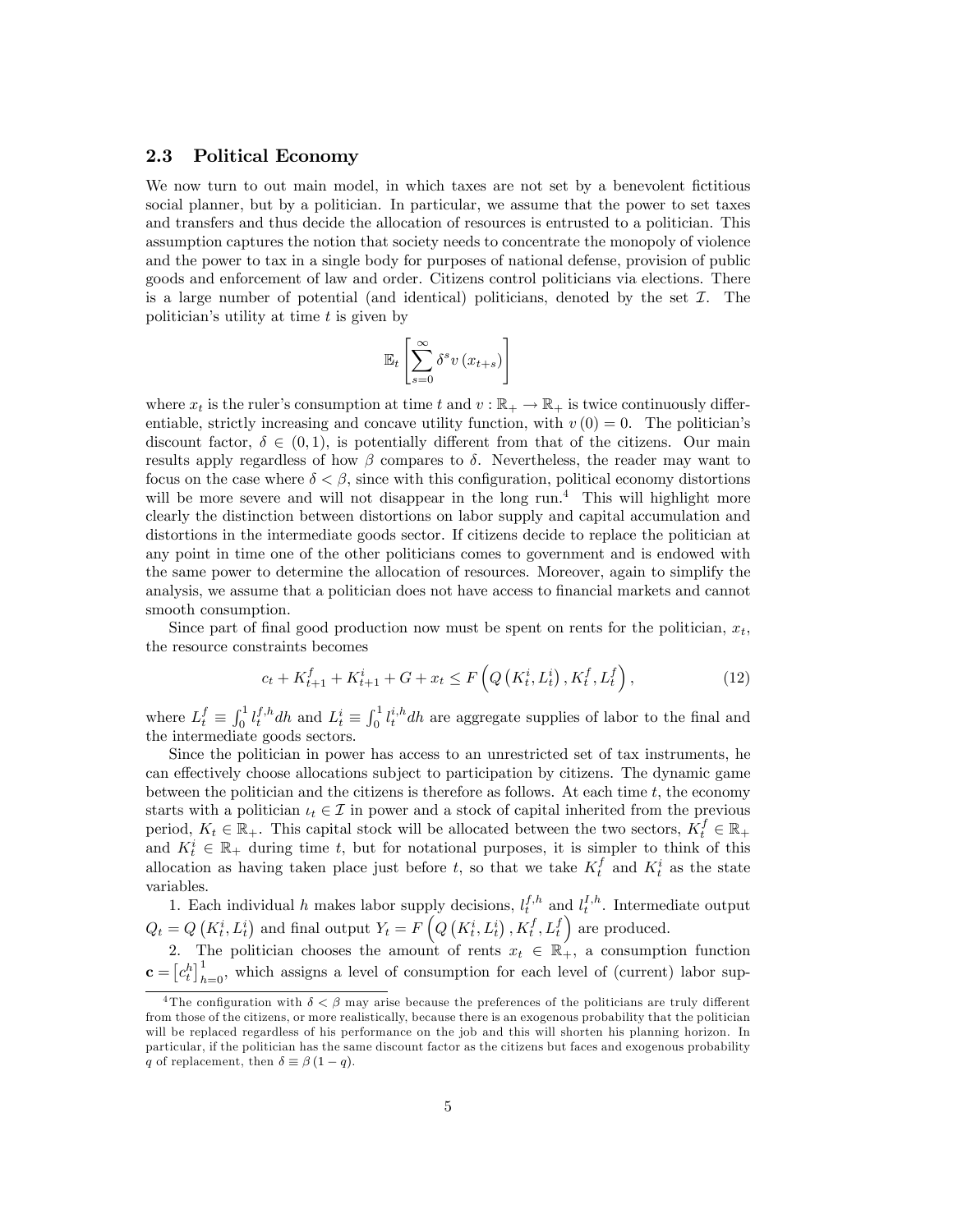### 2.3 Political Economy

We now turn to out main model, in which taxes are not set by a benevolent fictitious social planner, but by a politician. In particular, we assume that the power to set taxes and transfers and thus decide the allocation of resources is entrusted to a politician. This assumption captures the notion that society needs to concentrate the monopoly of violence and the power to tax in a single body for purposes of national defense, provision of public goods and enforcement of law and order. Citizens control politicians via elections. There is a large number of potential (and identical) politicians, denoted by the set $\mathcal{I}$. The politician's utility at time $t$ is given by

$$\mathbb{E}_t\left[\sum_{s=0}^{\infty}\delta^s v\left(x_{t+s}\right)\right]$$

where $x_t$ is the ruler's consumption at time $t$ and $v:\mathbb{R}_+\to\mathbb{R}_+$ is twice continuously differentiable, strictly increasing and concave utility function, with $v(0)=0$. The politician's discount factor, $\delta\in(0,1)$, is potentially different from that of the citizens. Our main results apply regardless of how $\beta$ compares to $\delta$. Nevertheless, the reader may want to focus on the case where $\delta<\beta$, since with this configuration, political economy distortions will be more severe and will not disappear in the long run.[4] This will highlight more clearly the distinction between distortions on labor supply and capital accumulation and distortions in the intermediate goods sector. If citizens decide to replace the politician at any point in time one of the other politicians comes to government and is endowed with the same power to determine the allocation of resources. Moreover, again to simplify the analysis, we assume that a politician does not have access to financial markets and cannot smooth consumption.

Since part of final good production now must be spent on rents for the politician, $x_t$, the resource constraints becomes

$$c_t+K^f_{t+1}+K^i_{t+1}+G+x_t\leq F\left(Q\left(K^i_t,L^i_t\right),K^f_t,L^f_t\right),\tag{12}$$

where $L^f_t\equiv\int_0^1 l^{f,h}_t dh$ and $L^i_t\equiv\int_0^1 l^{i,h}_t dh$ are aggregate supplies of labor to the final and the intermediate goods sectors.

Since the politician in power has access to an unrestricted set of tax instruments, he can effectively choose allocations subject to participation by citizens. The dynamic game between the politician and the citizens is therefore as follows. At each time $t$, the economy starts with a politician $\iota_t\in\mathcal{I}$ in power and a stock of capital inherited from the previous period, $K_t\in\mathbb{R}_+$. This capital stock will be allocated between the two sectors, $K^f_t\in\mathbb{R}_+$ and $K^i_t\in\mathbb{R}_+$ during time $t$, but for notational purposes, it is simpler to think of this allocation as having taken place just before $t$, so that we take $K^f_t$ and $K^i_t$ as the state variables.

1. Each individual $h$ makes labor supply decisions, $l^{f,h}_t$ and $l^{I,h}_t$. Intermediate output $Q_t=Q\left(K^i_t,L^i_t\right)$ and final output $Y_t=F\left(Q\left(K^i_t,L^i_t\right),K^f_t,L^f_t\right)$ are produced.

2. The politician chooses the amount of rents $x_t\in\mathbb{R}_+$, a consumption function $\mathbf{c}=\left[c^h_t\right]^1_{h=0}$, which assigns a level of consumption for each level of (current) labor sup-

[4] The configuration with $\delta<\beta$ may arise because the preferences of the politicians are truly different from those of the citizens, or more realistically, because there is an exogenous probability that the politician will be replaced regardless of his performance on the job and this will shorten his planning horizon. In particular, if the politician has the same discount factor as the citizens but faces and exogenous probability $q$ of replacement, then $\delta\equiv\beta(1-q)$.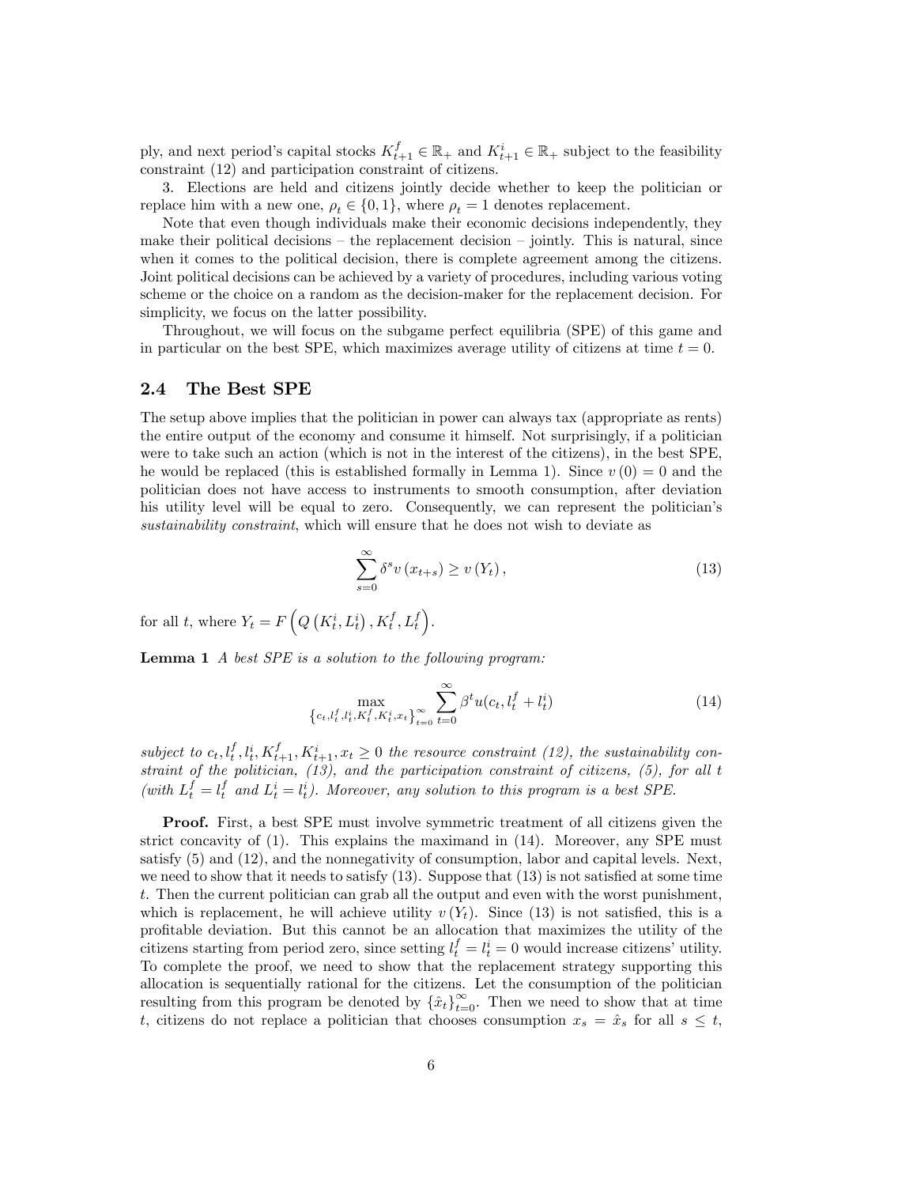ply, and next period's capital stocks $K_{t+1}^f \in \mathbb{R}_+$ and $K_{t+1}^i \in \mathbb{R}_+$ subject to the feasibility constraint (12) and participation constraint of citizens.

3. Elections are held and citizens jointly decide whether to keep the politician or replace him with a new one, $\rho_t \in \{0,1\}$, where $\rho_t = 1$ denotes replacement.

Note that even though individuals make their economic decisions independently, they make their political decisions – the replacement decision – jointly. This is natural, since when it comes to the political decision, there is complete agreement among the citizens. Joint political decisions can be achieved by a variety of procedures, including various voting scheme or the choice on a random as the decision-maker for the replacement decision. For simplicity, we focus on the latter possibility.

Throughout, we will focus on the subgame perfect equilibria (SPE) of this game and in particular on the best SPE, which maximizes average utility of citizens at time $t = 0$.

## 2.4 The Best SPE

The setup above implies that the politician in power can always tax (appropriate as rents) the entire output of the economy and consume it himself. Not surprisingly, if a politician were to take such an action (which is not in the interest of the citizens), in the best SPE, he would be replaced (this is established formally in Lemma 1). Since $v(0) = 0$ and the politician does not have access to instruments to smooth consumption, after deviation his utility level will be equal to zero. Consequently, we can represent the politician's *sustainability constraint*, which will ensure that he does not wish to deviate as

$$\sum_{s=0}^{\infty} \delta^s v(x_{t+s}) \geq v(Y_t), \tag{13}$$

for all $t$, where $Y_t = F\left(Q\left(K_t^i, L_t^i\right), K_t^f, L_t^f\right)$.

**Lemma 1** *A best SPE is a solution to the following program:*

$$\max_{\left\{c_t, l_t^f, l_t^i, K_t^f, K_t^i, x_t\right\}_{t=0}^{\infty}} \sum_{t=0}^{\infty} \beta^t u(c_t, l_t^f + l_t^i) \tag{14}$$

*subject to $c_t, l_t^f, l_t^i, K_{t+1}^f, K_{t+1}^i, x_t \geq 0$ the resource constraint (12), the sustainability constraint of the politician, (13), and the participation constraint of citizens, (5), for all $t$ (with $L_t^f = l_t^f$ and $L_t^i = l_t^i$). Moreover, any solution to this program is a best SPE.*

**Proof.** First, a best SPE must involve symmetric treatment of all citizens given the strict concavity of (1). This explains the maximand in (14). Moreover, any SPE must satisfy (5) and (12), and the nonnegativity of consumption, labor and capital levels. Next, we need to show that it needs to satisfy (13). Suppose that (13) is not satisfied at some time $t$. Then the current politician can grab all the output and even with the worst punishment, which is replacement, he will achieve utility $v(Y_t)$. Since (13) is not satisfied, this is a profitable deviation. But this cannot be an allocation that maximizes the utility of the citizens starting from period zero, since setting $l_t^f = l_t^i = 0$ would increase citizens' utility. To complete the proof, we need to show that the replacement strategy supporting this allocation is sequentially rational for the citizens. Let the consumption of the politician resulting from this program be denoted by $\{\hat{x}_t\}_{t=0}^{\infty}$. Then we need to show that at time $t$, citizens do not replace a politician that chooses consumption $x_s = \hat{x}_s$ for all $s \leq t$,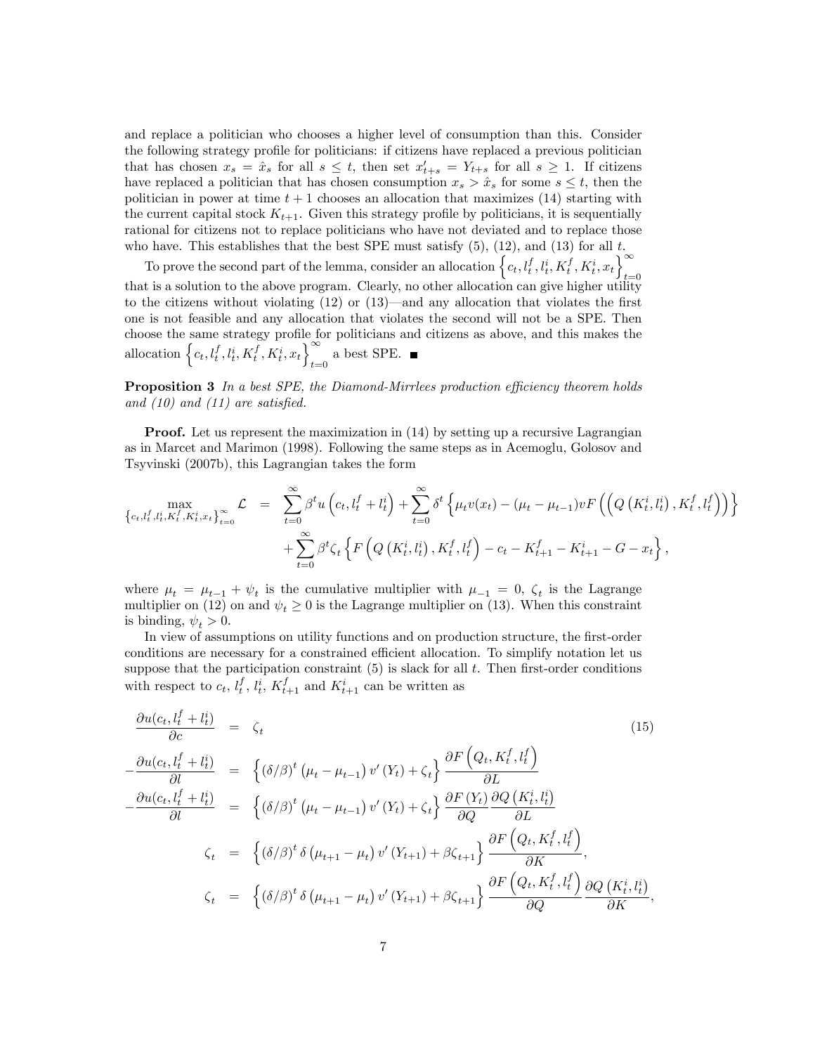and replace a politician who chooses a higher level of consumption than this. Consider the following strategy profile for politicians: if citizens have replaced a previous politician that has chosen $x_s = \hat{x}_s$ for all $s \leq t$, then set $x'_{t+s} = Y_{t+s}$ for all $s \geq 1$. If citizens have replaced a politician that has chosen consumption $x_s > \hat{x}_s$ for some $s \leq t$, then the politician in power at time $t+1$ chooses an allocation that maximizes (14) starting with the current capital stock $K_{t+1}$. Given this strategy profile by politicians, it is sequentially rational for citizens not to replace politicians who have not deviated and to replace those who have. This establishes that the best SPE must satisfy (5), (12), and (13) for all $t$.

To prove the second part of the lemma, consider an allocation $\left\{c_t, l_t^f, l_t^i, K_t^f, K_t^i, x_t\right\}_{t=0}^{\infty}$ that is a solution to the above program. Clearly, no other allocation can give higher utility to the citizens without violating (12) or (13)—and any allocation that violates the first one is not feasible and any allocation that violates the second will not be a SPE. Then choose the same strategy profile for politicians and citizens as above, and this makes the allocation $\left\{c_t, l_t^f, l_t^i, K_t^f, K_t^i, x_t\right\}_{t=0}^{\infty}$ a best SPE. ■

**Proposition 3** *In a best SPE, the Diamond-Mirrlees production efficiency theorem holds and (10) and (11) are satisfied.*

**Proof.** Let us represent the maximization in (14) by setting up a recursive Lagrangian as in Marcet and Marimon (1998). Following the same steps as in Acemoglu, Golosov and Tsyvinski (2007b), this Lagrangian takes the form

$$
\begin{aligned}
\max_{\left\{c_t, l_t^f, l_t^i, K_t^f, K_t^i, x_t\right\}_{t=0}^{\infty}} \mathcal{L} &= \sum_{t=0}^{\infty} \beta^t u\left(c_t, l_t^f + l_t^i\right) + \sum_{t=0}^{\infty} \delta^t \left\{\mu_t v(x_t) - (\mu_t - \mu_{t-1}) v F\left(\left(Q\left(K_t^i, l_t^i\right), K_t^f, l_t^f\right)\right)\right\} \\
&\quad + \sum_{t=0}^{\infty} \beta^t \zeta_t \left\{F\left(Q\left(K_t^i, l_t^i\right), K_t^f, l_t^f\right) - c_t - K_{t+1}^f - K_{t+1}^i - G - x_t\right\},
\end{aligned}
$$

where $\mu_t = \mu_{t-1} + \psi_t$ is the cumulative multiplier with $\mu_{-1} = 0$, $\zeta_t$ is the Lagrange multiplier on (12) on and $\psi_t \geq 0$ is the Lagrange multiplier on (13). When this constraint is binding, $\psi_t > 0$.

In view of assumptions on utility functions and on production structure, the first-order conditions are necessary for a constrained efficient allocation. To simplify notation let us suppose that the participation constraint (5) is slack for all $t$. Then first-order conditions with respect to $c_t$, $l_t^f$, $l_t^i$, $K_{t+1}^f$ and $K_{t+1}^i$ can be written as

$$
\begin{aligned}
\frac{\partial u(c_t, l_t^f + l_t^i)}{\partial c} &= \zeta_t \qquad (15) \\
-\frac{\partial u(c_t, l_t^f + l_t^i)}{\partial l} &= \left\{(\delta/\beta)^t \left(\mu_t - \mu_{t-1}\right) v'\left(Y_t\right) + \zeta_t\right\} \frac{\partial F\left(Q_t, K_t^f, l_t^f\right)}{\partial L} \\
-\frac{\partial u(c_t, l_t^f + l_t^i)}{\partial l} &= \left\{(\delta/\beta)^t \left(\mu_t - \mu_{t-1}\right) v'\left(Y_t\right) + \zeta_t\right\} \frac{\partial F\left(Y_t\right)}{\partial Q} \frac{\partial Q\left(K_t^i, l_t^i\right)}{\partial L} \\
\zeta_t &= \left\{(\delta/\beta)^t \delta \left(\mu_{t+1} - \mu_t\right) v'\left(Y_{t+1}\right) + \beta \zeta_{t+1}\right\} \frac{\partial F\left(Q_t, K_t^f, l_t^f\right)}{\partial K}, \\
\zeta_t &= \left\{(\delta/\beta)^t \delta \left(\mu_{t+1} - \mu_t\right) v'\left(Y_{t+1}\right) + \beta \zeta_{t+1}\right\} \frac{\partial F\left(Q_t, K_t^f, l_t^f\right)}{\partial Q} \frac{\partial Q\left(K_t^i, l_t^i\right)}{\partial K},
\end{aligned}
$$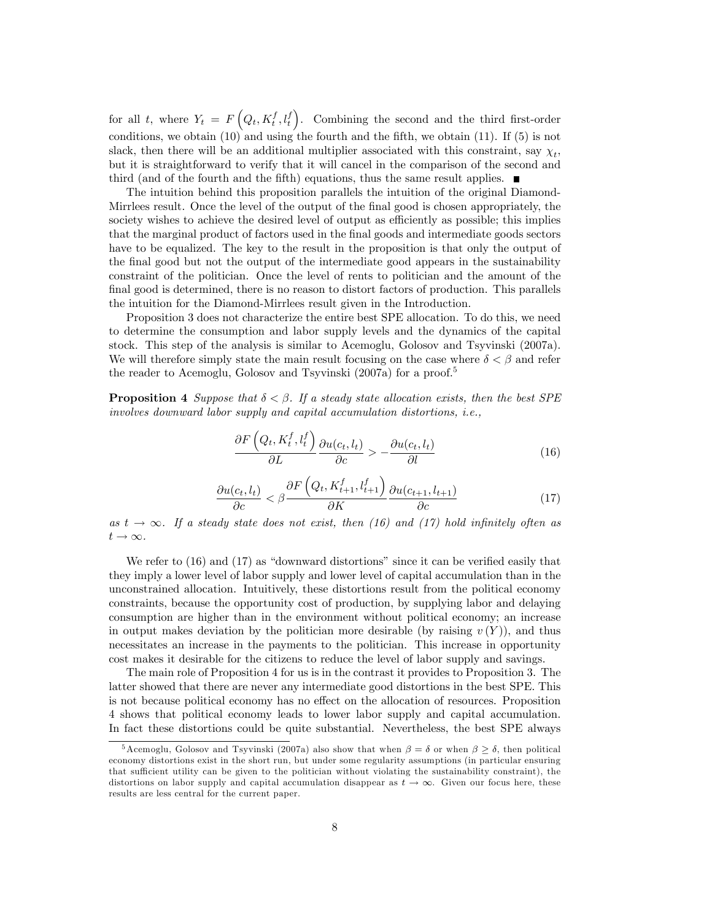for all $t$, where $Y_t = F\left(Q_t, K_t^f, l_t^f\right)$. Combining the second and the third first-order conditions, we obtain (10) and using the fourth and the fifth, we obtain (11). If (5) is not slack, then there will be an additional multiplier associated with this constraint, say $\chi_t$, but it is straightforward to verify that it will cancel in the comparison of the second and third (and of the fourth and the fifth) equations, thus the same result applies. ■

The intuition behind this proposition parallels the intuition of the original Diamond-Mirrlees result. Once the level of the output of the final good is chosen appropriately, the society wishes to achieve the desired level of output as efficiently as possible; this implies that the marginal product of factors used in the final goods and intermediate goods sectors have to be equalized. The key to the result in the proposition is that only the output of the final good but not the output of the intermediate good appears in the sustainability constraint of the politician. Once the level of rents to politician and the amount of the final good is determined, there is no reason to distort factors of production. This parallels the intuition for the Diamond-Mirrlees result given in the Introduction.

Proposition 3 does not characterize the entire best SPE allocation. To do this, we need to determine the consumption and labor supply levels and the dynamics of the capital stock. This step of the analysis is similar to Acemoglu, Golosov and Tsyvinski (2007a). We will therefore simply state the main result focusing on the case where $\delta < \beta$ and refer the reader to Acemoglu, Golosov and Tsyvinski (2007a) for a proof.[5]

**Proposition 4** *Suppose that $\delta < \beta$. If a steady state allocation exists, then the best SPE involves downward labor supply and capital accumulation distortions, i.e.,*

$$\frac{\partial F\left(Q_t, K_t^f, l_t^f\right)}{\partial L}\frac{\partial u(c_t, l_t)}{\partial c} > -\frac{\partial u(c_t, l_t)}{\partial l} \tag{16}$$

$$\frac{\partial u(c_t, l_t)}{\partial c} < \beta\frac{\partial F\left(Q_t, K_{t+1}^f, l_{t+1}^f\right)}{\partial K}\frac{\partial u(c_{t+1}, l_{t+1})}{\partial c} \tag{17}$$

*as $t \to \infty$. If a steady state does not exist, then (16) and (17) hold infinitely often as $t \to \infty$.*

We refer to (16) and (17) as "downward distortions" since it can be verified easily that they imply a lower level of labor supply and lower level of capital accumulation than in the unconstrained allocation. Intuitively, these distortions result from the political economy constraints, because the opportunity cost of production, by supplying labor and delaying consumption are higher than in the environment without political economy; an increase in output makes deviation by the politician more desirable (by raising $v(Y)$), and thus necessitates an increase in the payments to the politician. This increase in opportunity cost makes it desirable for the citizens to reduce the level of labor supply and savings.

The main role of Proposition 4 for us is in the contrast it provides to Proposition 3. The latter showed that there are never any intermediate good distortions in the best SPE. This is not because political economy has no effect on the allocation of resources. Proposition 4 shows that political economy leads to lower labor supply and capital accumulation. In fact these distortions could be quite substantial. Nevertheless, the best SPE always

[5] Acemoglu, Golosov and Tsyvinski (2007a) also show that when $\beta = \delta$ or when $\beta \geq \delta$, then political economy distortions exist in the short run, but under some regularity assumptions (in particular ensuring that sufficient utility can be given to the politician without violating the sustainability constraint), the distortions on labor supply and capital accumulation disappear as $t \to \infty$. Given our focus here, these results are less central for the current paper.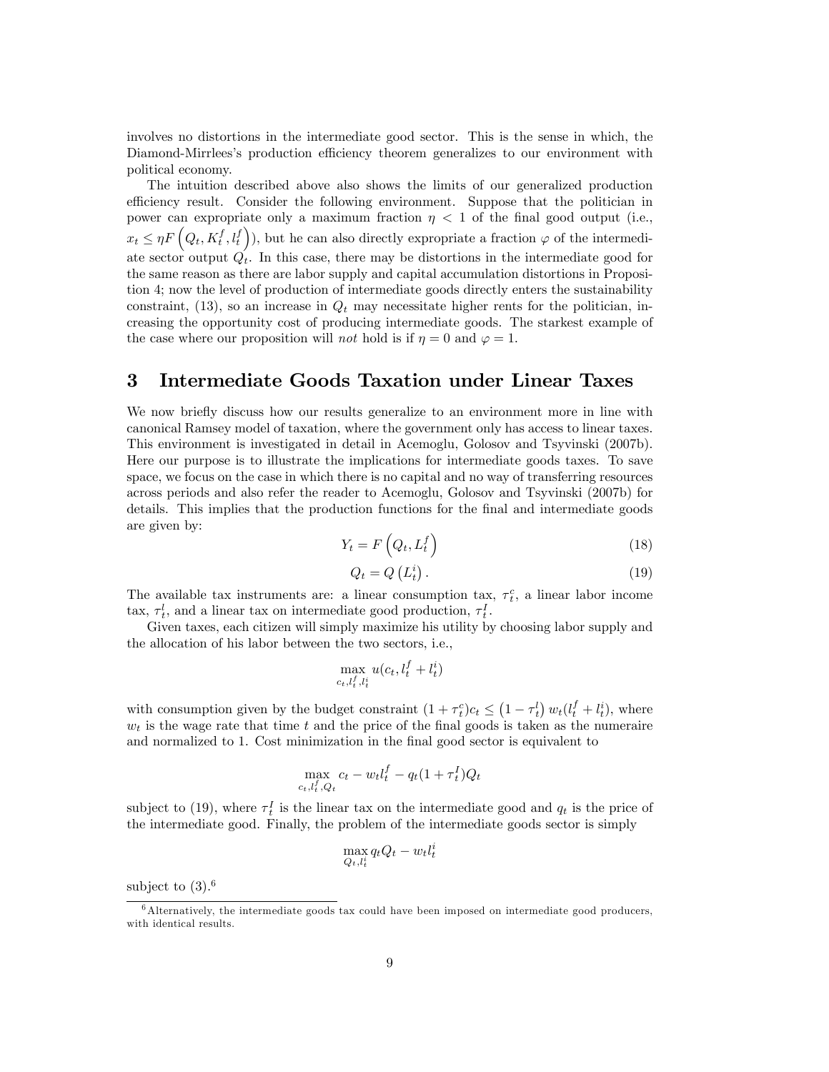involves no distortions in the intermediate good sector. This is the sense in which, the Diamond-Mirrlees's production efficiency theorem generalizes to our environment with political economy.

The intuition described above also shows the limits of our generalized production efficiency result. Consider the following environment. Suppose that the politician in power can expropriate only a maximum fraction $\eta < 1$ of the final good output (i.e., $x_t \leq \eta F\left(Q_t, K_t^f, l_t^f\right)$), but he can also directly expropriate a fraction $\varphi$ of the intermediate sector output $Q_t$. In this case, there may be distortions in the intermediate good for the same reason as there are labor supply and capital accumulation distortions in Proposition 4; now the level of production of intermediate goods directly enters the sustainability constraint, (13), so an increase in $Q_t$ may necessitate higher rents for the politician, increasing the opportunity cost of producing intermediate goods. The starkest example of the case where our proposition will *not* hold is if $\eta = 0$ and $\varphi = 1$.

# 3 Intermediate Goods Taxation under Linear Taxes

We now briefly discuss how our results generalize to an environment more in line with canonical Ramsey model of taxation, where the government only has access to linear taxes. This environment is investigated in detail in Acemoglu, Golosov and Tsyvinski (2007b). Here our purpose is to illustrate the implications for intermediate goods taxes. To save space, we focus on the case in which there is no capital and no way of transferring resources across periods and also refer the reader to Acemoglu, Golosov and Tsyvinski (2007b) for details. This implies that the production functions for the final and intermediate goods are given by:

$$Y_t = F\left(Q_t, L_t^f\right) \tag{18}$$

$$Q_t = Q\left(L_t^i\right). \tag{19}$$

The available tax instruments are: a linear consumption tax, $\tau_t^c$, a linear labor income tax, $\tau_t^l$, and a linear tax on intermediate good production, $\tau_t^I$.

Given taxes, each citizen will simply maximize his utility by choosing labor supply and the allocation of his labor between the two sectors, i.e.,

$$\max_{c_t, l_t^f, l_t^i} u(c_t, l_t^f + l_t^i)$$

with consumption given by the budget constraint $(1 + \tau_t^c)c_t \leq \left(1 - \tau_t^l\right) w_t(l_t^f + l_t^i)$, where $w_t$ is the wage rate that time $t$ and the price of the final goods is taken as the numeraire and normalized to 1. Cost minimization in the final good sector is equivalent to

$$\max_{c_t, l_t^f, Q_t} c_t - w_t l_t^f - q_t(1 + \tau_t^I)Q_t$$

subject to (19), where $\tau_t^I$ is the linear tax on the intermediate good and $q_t$ is the price of the intermediate good. Finally, the problem of the intermediate goods sector is simply

$$\max_{Q_t, l_t^i} q_t Q_t - w_t l_t^i$$

subject to (3).[6]

[6] Alternatively, the intermediate goods tax could have been imposed on intermediate good producers, with identical results.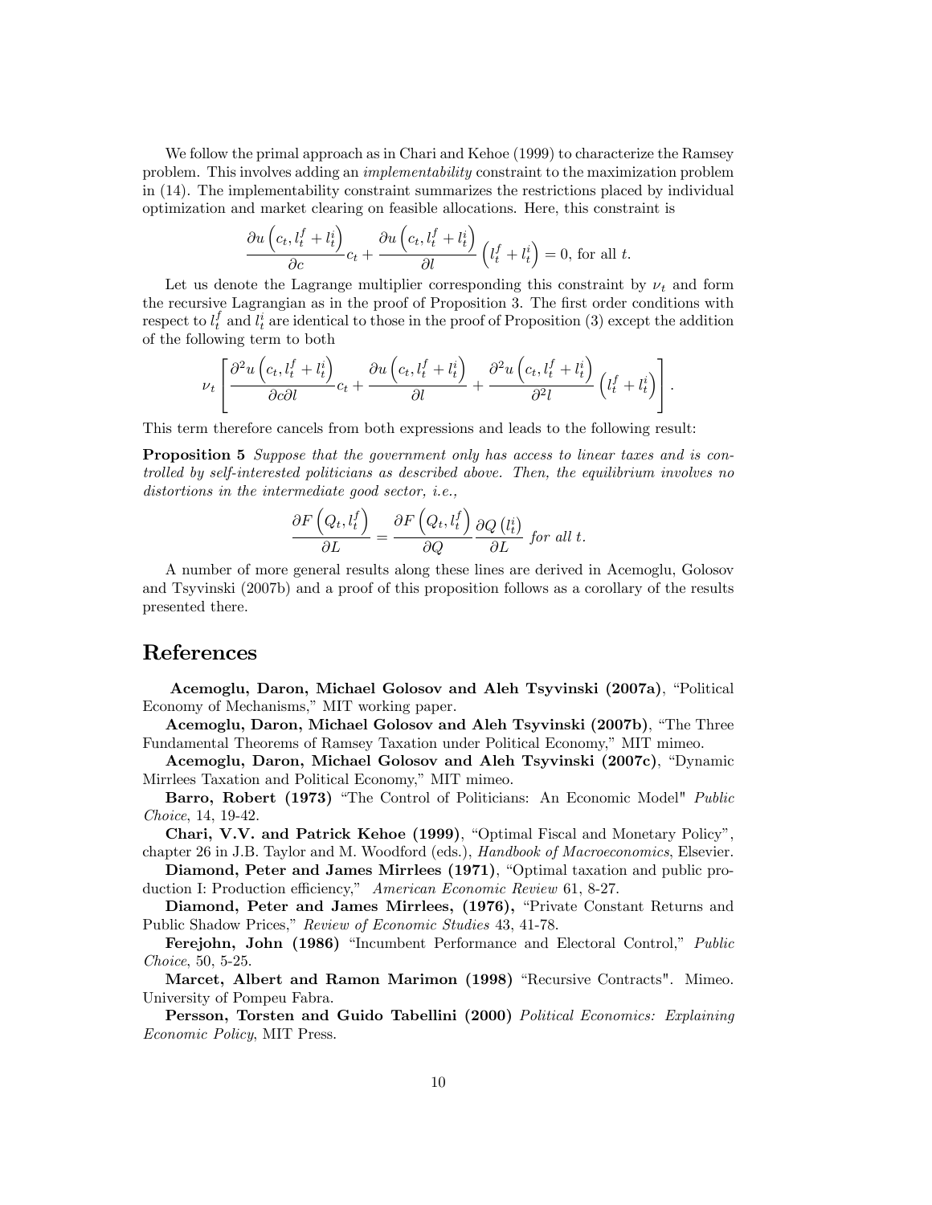We follow the primal approach as in Chari and Kehoe (1999) to characterize the Ramsey problem. This involves adding an *implementability* constraint to the maximization problem in (14). The implementability constraint summarizes the restrictions placed by individual optimization and market clearing on feasible allocations. Here, this constraint is

$$\frac{\partial u\left(c_t, l_t^f + l_t^i\right)}{\partial c} c_t + \frac{\partial u\left(c_t, l_t^f + l_t^i\right)}{\partial l}\left(l_t^f + l_t^i\right) = 0, \text{ for all } t.$$

Let us denote the Lagrange multiplier corresponding this constraint by $\nu_t$ and form the recursive Lagrangian as in the proof of Proposition 3. The first order conditions with respect to $l_t^f$ and $l_t^i$ are identical to those in the proof of Proposition (3) except the addition of the following term to both

$$\nu_t \left[\frac{\partial^2 u\left(c_t, l_t^f + l_t^i\right)}{\partial c \partial l} c_t + \frac{\partial u\left(c_t, l_t^f + l_t^i\right)}{\partial l} + \frac{\partial^2 u\left(c_t, l_t^f + l_t^i\right)}{\partial^2 l}\left(l_t^f + l_t^i\right)\right].$$

This term therefore cancels from both expressions and leads to the following result:

**Proposition 5** *Suppose that the government only has access to linear taxes and is controlled by self-interested politicians as described above. Then, the equilibrium involves no distortions in the intermediate good sector, i.e.,*

$$\frac{\partial F\left(Q_t, l_t^f\right)}{\partial L} = \frac{\partial F\left(Q_t, l_t^f\right)}{\partial Q} \frac{\partial Q\left(l_t^i\right)}{\partial L} \text{ for all } t.$$

A number of more general results along these lines are derived in Acemoglu, Golosov and Tsyvinski (2007b) and a proof of this proposition follows as a corollary of the results presented there.

# References

**Acemoglu, Daron, Michael Golosov and Aleh Tsyvinski (2007a)**, "Political Economy of Mechanisms," MIT working paper.

**Acemoglu, Daron, Michael Golosov and Aleh Tsyvinski (2007b)**, "The Three Fundamental Theorems of Ramsey Taxation under Political Economy," MIT mimeo.

**Acemoglu, Daron, Michael Golosov and Aleh Tsyvinski (2007c)**, "Dynamic Mirrlees Taxation and Political Economy," MIT mimeo.

**Barro, Robert (1973)** "The Control of Politicians: An Economic Model" *Public Choice*, 14, 19-42.

**Chari, V.V. and Patrick Kehoe (1999)**, "Optimal Fiscal and Monetary Policy", chapter 26 in J.B. Taylor and M. Woodford (eds.), *Handbook of Macroeconomics*, Elsevier.

**Diamond, Peter and James Mirrlees (1971)**, "Optimal taxation and public production I: Production efficiency," *American Economic Review* 61, 8-27.

**Diamond, Peter and James Mirrlees, (1976),** "Private Constant Returns and Public Shadow Prices," *Review of Economic Studies* 43, 41-78.

**Ferejohn, John (1986)** "Incumbent Performance and Electoral Control," *Public Choice*, 50, 5-25.

**Marcet, Albert and Ramon Marimon (1998)** "Recursive Contracts". Mimeo. University of Pompeu Fabra.

**Persson, Torsten and Guido Tabellini (2000)** *Political Economics: Explaining Economic Policy*, MIT Press.